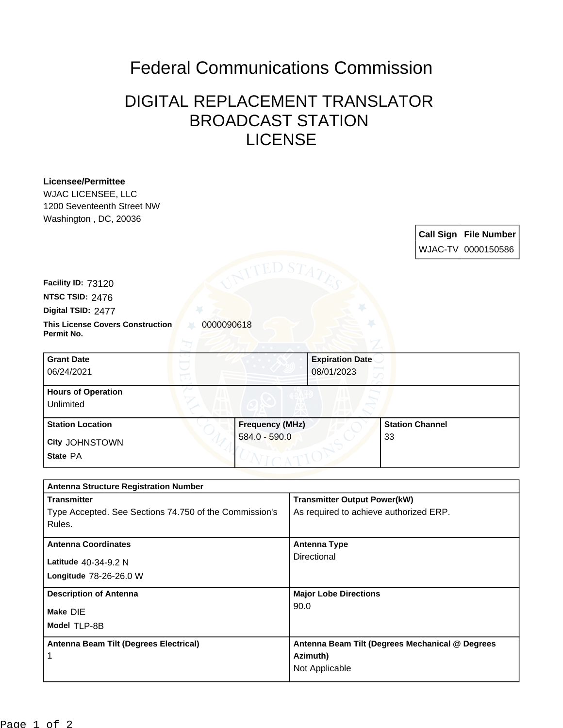# Federal Communications Commission

## DIGITAL REPLACEMENT TRANSLATOR BROADCAST STATION LICENSE

**Licensee/Permittee**
WJAC LICENSEE, LLC
1200 Seventeenth Street NW
Washington , DC, 20036

| Call Sign | File Number |
|---|---|
| WJAC-TV | 0000150586 |

**Facility ID:** 73120
**NTSC TSID:** 2476
**Digital TSID:** 2477
**This License Covers Construction Permit No.** 0000090618

| Grant Date | Expiration Date |
|---|---|
| 06/24/2021 | 08/01/2023 |

**Hours of Operation**
Unlimited

| Station Location | Frequency (MHz) | Station Channel |
|---|---|---|
| City JOHNSTOWN<br>State PA | 584.0 - 590.0 | 33 |

**Antenna Structure Registration Number**

| Transmitter | Transmitter Output Power(kW) |
|---|---|
| Type Accepted. See Sections 74.750 of the Commission's Rules. | As required to achieve authorized ERP. |

| Antenna Coordinates | Antenna Type |
|---|---|
| Latitude 40-34-9.2 N<br>Longitude 78-26-26.0 W | Directional |

| Description of Antenna | Major Lobe Directions |
|---|---|
| Make DIE<br>Model TLP-8B | 90.0 |

| Antenna Beam Tilt (Degrees Electrical) | Antenna Beam Tilt (Degrees Mechanical @ Degrees Azimuth) |
|---|---|
| 1 | Not Applicable |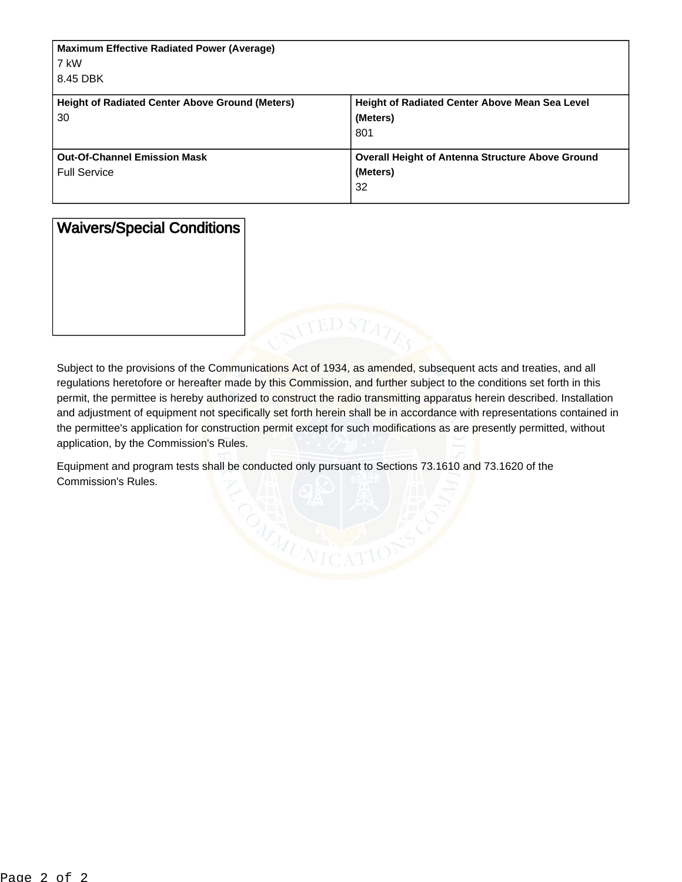| | |
|---|---|
| **Maximum Effective Radiated Power (Average)**<br>7 kW<br>8.45 DBK | |
| **Height of Radiated Center Above Ground (Meters)**<br>30 | **Height of Radiated Center Above Mean Sea Level (Meters)**<br>801 |
| **Out-Of-Channel Emission Mask**<br>Full Service | **Overall Height of Antenna Structure Above Ground (Meters)**<br>32 |

## Waivers/Special Conditions

Subject to the provisions of the Communications Act of 1934, as amended, subsequent acts and treaties, and all regulations heretofore or hereafter made by this Commission, and further subject to the conditions set forth in this permit, the permittee is hereby authorized to construct the radio transmitting apparatus herein described. Installation and adjustment of equipment not specifically set forth herein shall be in accordance with representations contained in the permittee's application for construction permit except for such modifications as are presently permitted, without application, by the Commission's Rules.

Equipment and program tests shall be conducted only pursuant to Sections 73.1610 and 73.1620 of the Commission's Rules.